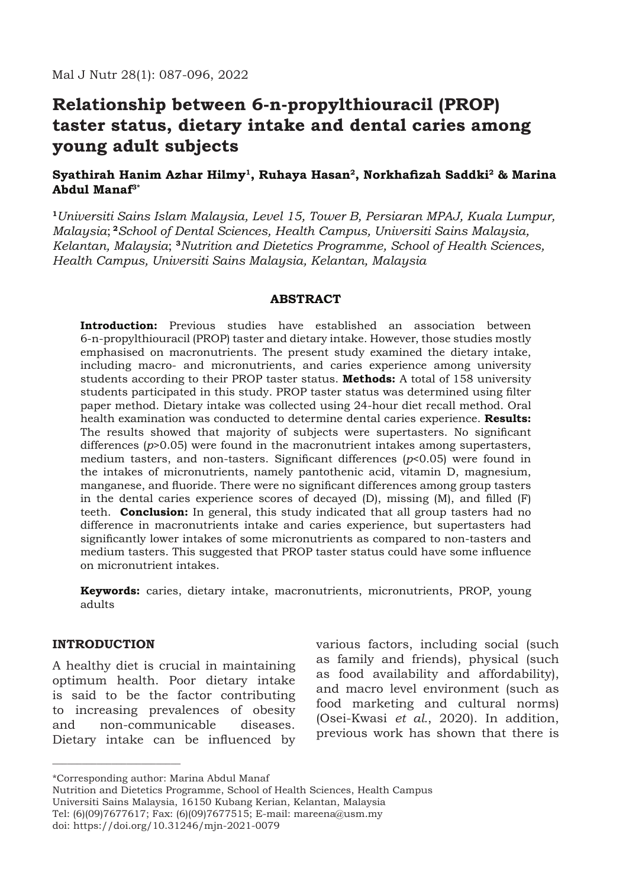# Relationship between 6-n-propylthiouracil (PROP) taster status, dietary intake and dental caries among young adult subjects

**Syathirah Hanim Azhar Hilmy[1], Ruhaya Hasan[2], Norkhafizah Saddki[2] & Marina Abdul Manaf[3*]**

[1]*Universiti Sains Islam Malaysia, Level 15, Tower B, Persiaran MPAJ, Kuala Lumpur, Malaysia*; [2]*School of Dental Sciences, Health Campus, Universiti Sains Malaysia, Kelantan, Malaysia*; [3]*Nutrition and Dietetics Programme, School of Health Sciences, Health Campus, Universiti Sains Malaysia, Kelantan, Malaysia*

## ABSTRACT

**Introduction:** Previous studies have established an association between 6-n-propylthiouracil (PROP) taster and dietary intake. However, those studies mostly emphasised on macronutrients. The present study examined the dietary intake, including macro- and micronutrients, and caries experience among university students according to their PROP taster status. **Methods:** A total of 158 university students participated in this study. PROP taster status was determined using filter paper method. Dietary intake was collected using 24-hour diet recall method. Oral health examination was conducted to determine dental caries experience. **Results:** The results showed that majority of subjects were supertasters. No significant differences ($p$>0.05) were found in the macronutrient intakes among supertasters, medium tasters, and non-tasters. Significant differences ($p$<0.05) were found in the intakes of micronutrients, namely pantothenic acid, vitamin D, magnesium, manganese, and fluoride. There were no significant differences among group tasters in the dental caries experience scores of decayed (D), missing (M), and filled (F) teeth. **Conclusion:** In general, this study indicated that all group tasters had no difference in macronutrients intake and caries experience, but supertasters had significantly lower intakes of some micronutrients as compared to non-tasters and medium tasters. This suggested that PROP taster status could have some influence on micronutrient intakes.

**Keywords:** caries, dietary intake, macronutrients, micronutrients, PROP, young adults

## INTRODUCTION

A healthy diet is crucial in maintaining optimum health. Poor dietary intake is said to be the factor contributing to increasing prevalences of obesity and non-communicable diseases. Dietary intake can be influenced by various factors, including social (such as family and friends), physical (such as food availability and affordability), and macro level environment (such as food marketing and cultural norms) (Osei-Kwasi *et al.*, 2020). In addition, previous work has shown that there is

\*Corresponding author: Marina Abdul Manaf
Nutrition and Dietetics Programme, School of Health Sciences, Health Campus
Universiti Sains Malaysia, 16150 Kubang Kerian, Kelantan, Malaysia
Tel: (6)(09)7677617; Fax: (6)(09)7677515; E-mail: mareena@usm.my
doi: https://doi.org/10.31246/mjn-2021-0079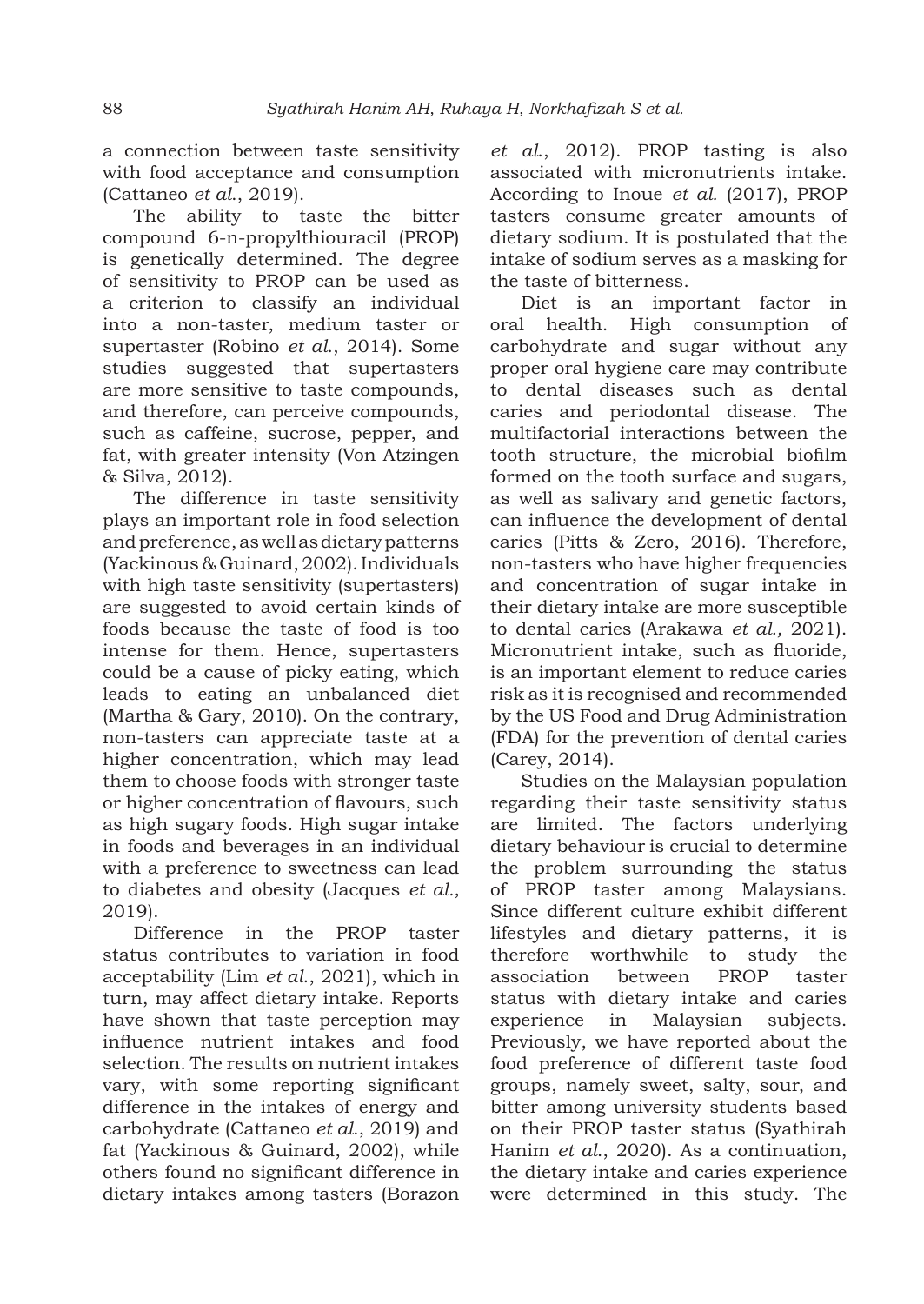a connection between taste sensitivity with food acceptance and consumption (Cattaneo *et al.*, 2019).

The ability to taste the bitter compound 6-n-propylthiouracil (PROP) is genetically determined. The degree of sensitivity to PROP can be used as a criterion to classify an individual into a non-taster, medium taster or supertaster (Robino *et al.*, 2014). Some studies suggested that supertasters are more sensitive to taste compounds, and therefore, can perceive compounds, such as caffeine, sucrose, pepper, and fat, with greater intensity (Von Atzingen & Silva, 2012).

The difference in taste sensitivity plays an important role in food selection and preference, as well as dietary patterns (Yackinous & Guinard, 2002). Individuals with high taste sensitivity (supertasters) are suggested to avoid certain kinds of foods because the taste of food is too intense for them. Hence, supertasters could be a cause of picky eating, which leads to eating an unbalanced diet (Martha & Gary, 2010). On the contrary, non-tasters can appreciate taste at a higher concentration, which may lead them to choose foods with stronger taste or higher concentration of flavours, such as high sugary foods. High sugar intake in foods and beverages in an individual with a preference to sweetness can lead to diabetes and obesity (Jacques *et al.,* 2019).

Difference in the PROP taster status contributes to variation in food acceptability (Lim *et al.*, 2021), which in turn, may affect dietary intake. Reports have shown that taste perception may influence nutrient intakes and food selection. The results on nutrient intakes vary, with some reporting significant difference in the intakes of energy and carbohydrate (Cattaneo *et al.*, 2019) and fat (Yackinous & Guinard, 2002), while others found no significant difference in dietary intakes among tasters (Borazon *et al.*, 2012). PROP tasting is also associated with micronutrients intake. According to Inoue *et al.* (2017), PROP tasters consume greater amounts of dietary sodium. It is postulated that the intake of sodium serves as a masking for the taste of bitterness.

Diet is an important factor in oral health. High consumption of carbohydrate and sugar without any proper oral hygiene care may contribute to dental diseases such as dental caries and periodontal disease. The multifactorial interactions between the tooth structure, the microbial biofilm formed on the tooth surface and sugars, as well as salivary and genetic factors, can influence the development of dental caries (Pitts & Zero, 2016). Therefore, non-tasters who have higher frequencies and concentration of sugar intake in their dietary intake are more susceptible to dental caries (Arakawa *et al.,* 2021). Micronutrient intake, such as fluoride, is an important element to reduce caries risk as it is recognised and recommended by the US Food and Drug Administration (FDA) for the prevention of dental caries (Carey, 2014).

Studies on the Malaysian population regarding their taste sensitivity status are limited. The factors underlying dietary behaviour is crucial to determine the problem surrounding the status of PROP taster among Malaysians. Since different culture exhibit different lifestyles and dietary patterns, it is therefore worthwhile to study the association between PROP taster status with dietary intake and caries experience in Malaysian subjects. Previously, we have reported about the food preference of different taste food groups, namely sweet, salty, sour, and bitter among university students based on their PROP taster status (Syathirah Hanim *et al.*, 2020). As a continuation, the dietary intake and caries experience were determined in this study. The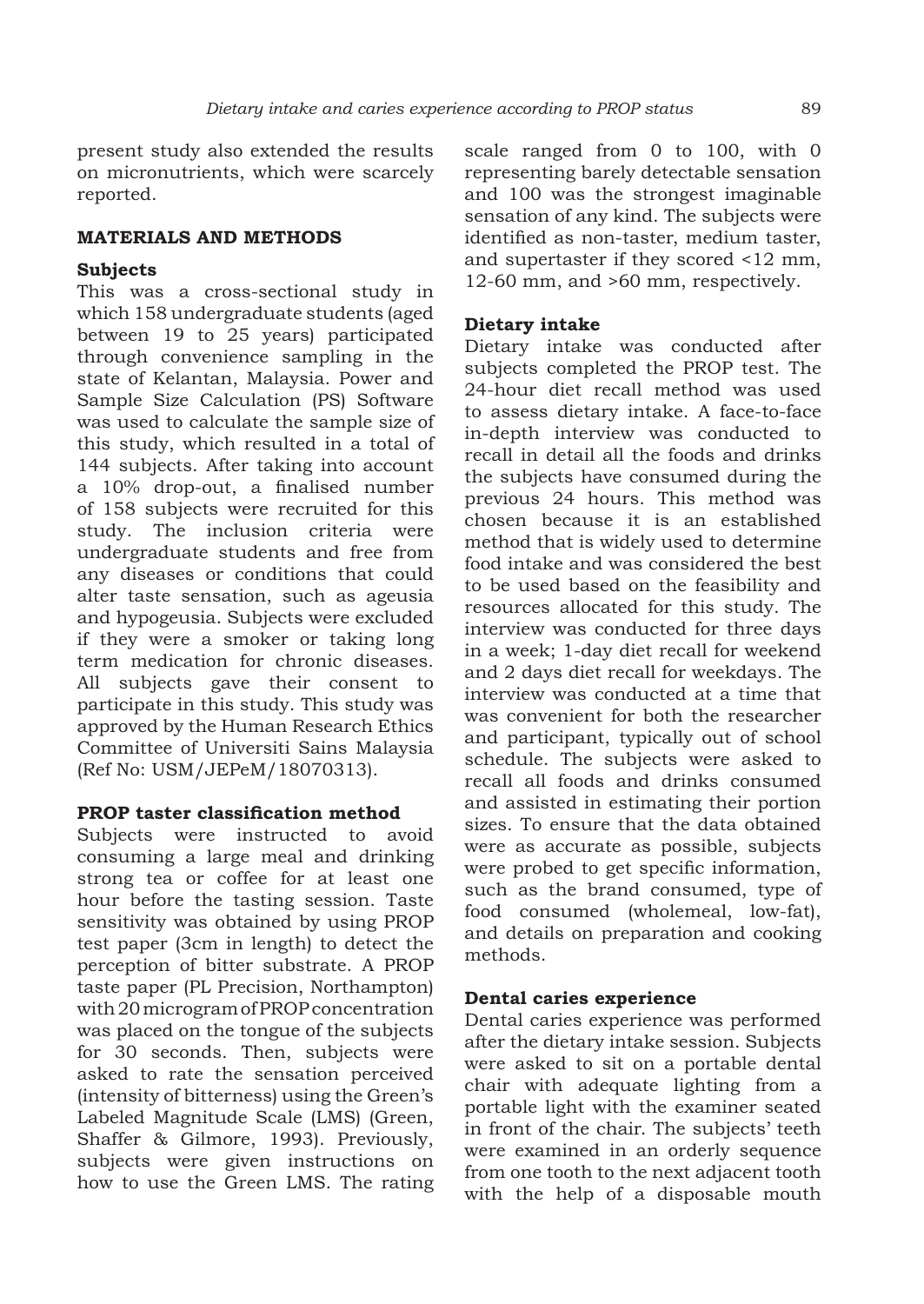present study also extended the results on micronutrients, which were scarcely reported.

## MATERIALS AND METHODS

### Subjects

This was a cross-sectional study in which 158 undergraduate students (aged between 19 to 25 years) participated through convenience sampling in the state of Kelantan, Malaysia. Power and Sample Size Calculation (PS) Software was used to calculate the sample size of this study, which resulted in a total of 144 subjects. After taking into account a 10% drop-out, a finalised number of 158 subjects were recruited for this study. The inclusion criteria were undergraduate students and free from any diseases or conditions that could alter taste sensation, such as ageusia and hypogeusia. Subjects were excluded if they were a smoker or taking long term medication for chronic diseases. All subjects gave their consent to participate in this study. This study was approved by the Human Research Ethics Committee of Universiti Sains Malaysia (Ref No: USM/JEPeM/18070313).

### PROP taster classification method

Subjects were instructed to avoid consuming a large meal and drinking strong tea or coffee for at least one hour before the tasting session. Taste sensitivity was obtained by using PROP test paper (3cm in length) to detect the perception of bitter substrate. A PROP taste paper (PL Precision, Northampton) with 20 microgram of PROP concentration was placed on the tongue of the subjects for 30 seconds. Then, subjects were asked to rate the sensation perceived (intensity of bitterness) using the Green's Labeled Magnitude Scale (LMS) (Green, Shaffer & Gilmore, 1993). Previously, subjects were given instructions on how to use the Green LMS. The rating scale ranged from 0 to 100, with 0 representing barely detectable sensation and 100 was the strongest imaginable sensation of any kind. The subjects were identified as non-taster, medium taster, and supertaster if they scored <12 mm, 12-60 mm, and >60 mm, respectively.

### Dietary intake

Dietary intake was conducted after subjects completed the PROP test. The 24-hour diet recall method was used to assess dietary intake. A face-to-face in-depth interview was conducted to recall in detail all the foods and drinks the subjects have consumed during the previous 24 hours. This method was chosen because it is an established method that is widely used to determine food intake and was considered the best to be used based on the feasibility and resources allocated for this study. The interview was conducted for three days in a week; 1-day diet recall for weekend and 2 days diet recall for weekdays. The interview was conducted at a time that was convenient for both the researcher and participant, typically out of school schedule. The subjects were asked to recall all foods and drinks consumed and assisted in estimating their portion sizes. To ensure that the data obtained were as accurate as possible, subjects were probed to get specific information, such as the brand consumed, type of food consumed (wholemeal, low-fat), and details on preparation and cooking methods.

### Dental caries experience

Dental caries experience was performed after the dietary intake session. Subjects were asked to sit on a portable dental chair with adequate lighting from a portable light with the examiner seated in front of the chair. The subjects' teeth were examined in an orderly sequence from one tooth to the next adjacent tooth with the help of a disposable mouth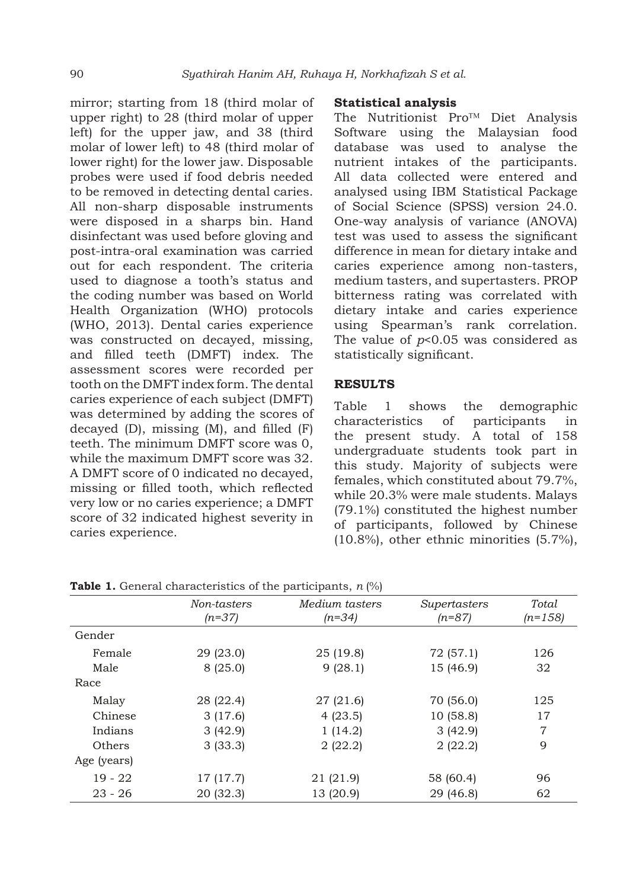mirror; starting from 18 (third molar of upper right) to 28 (third molar of upper left) for the upper jaw, and 38 (third molar of lower left) to 48 (third molar of lower right) for the lower jaw. Disposable probes were used if food debris needed to be removed in detecting dental caries. All non-sharp disposable instruments were disposed in a sharps bin. Hand disinfectant was used before gloving and post-intra-oral examination was carried out for each respondent. The criteria used to diagnose a tooth's status and the coding number was based on World Health Organization (WHO) protocols (WHO, 2013). Dental caries experience was constructed on decayed, missing, and filled teeth (DMFT) index. The assessment scores were recorded per tooth on the DMFT index form. The dental caries experience of each subject (DMFT) was determined by adding the scores of decayed (D), missing (M), and filled (F) teeth. The minimum DMFT score was 0, while the maximum DMFT score was 32. A DMFT score of 0 indicated no decayed, missing or filled tooth, which reflected very low or no caries experience; a DMFT score of 32 indicated highest severity in caries experience.

#### Statistical analysis

The Nutritionist Pro™ Diet Analysis Software using the Malaysian food database was used to analyse the nutrient intakes of the participants. All data collected were entered and analysed using IBM Statistical Package of Social Science (SPSS) version 24.0. One-way analysis of variance (ANOVA) test was used to assess the significant difference in mean for dietary intake and caries experience among non-tasters, medium tasters, and supertasters. PROP bitterness rating was correlated with dietary intake and caries experience using Spearman's rank correlation. The value of $p<0.05$ was considered as statistically significant.

## RESULTS

Table 1 shows the demographic characteristics of participants in the present study. A total of 158 undergraduate students took part in this study. Majority of subjects were females, which constituted about 79.7%, while 20.3% were male students. Malays (79.1%) constituted the highest number of participants, followed by Chinese (10.8%), other ethnic minorities (5.7%),

**Table 1.** General characteristics of the participants, *n* (%)

| | *Non-tasters (n=37)* | *Medium tasters (n=34)* | *Supertasters (n=87)* | *Total (n=158)* |
|---|---|---|---|---|
| Gender | | | | |
| Female | 29 (23.0) | 25 (19.8) | 72 (57.1) | 126 |
| Male | 8 (25.0) | 9 (28.1) | 15 (46.9) | 32 |
| Race | | | | |
| Malay | 28 (22.4) | 27 (21.6) | 70 (56.0) | 125 |
| Chinese | 3 (17.6) | 4 (23.5) | 10 (58.8) | 17 |
| Indians | 3 (42.9) | 1 (14.2) | 3 (42.9) | 7 |
| Others | 3 (33.3) | 2 (22.2) | 2 (22.2) | 9 |
| Age (years) | | | | |
| 19 - 22 | 17 (17.7) | 21 (21.9) | 58 (60.4) | 96 |
| 23 - 26 | 20 (32.3) | 13 (20.9) | 29 (46.8) | 62 |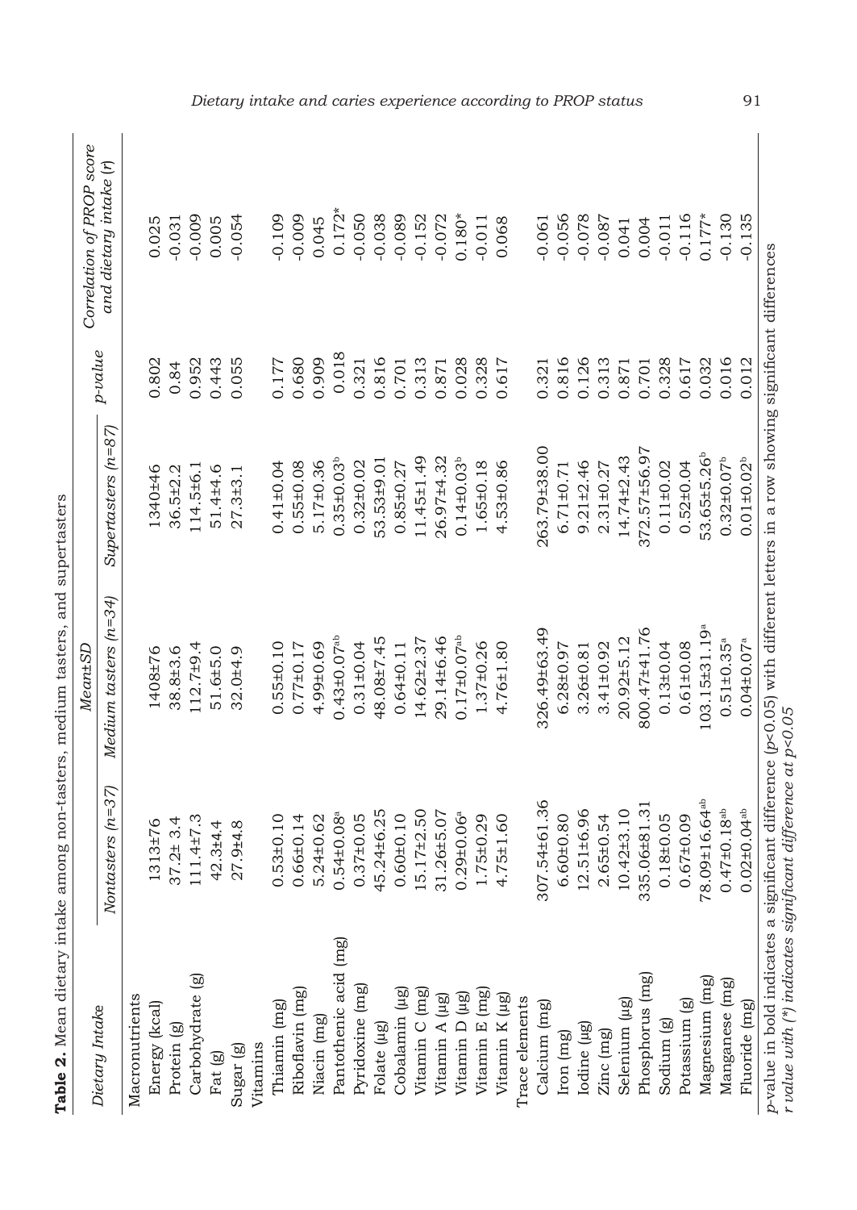**Table 2.** Mean dietary intake among non-tasters, medium tasters, and supertasters

| Dietary Intake | Mean±SD | | | p-value | Correlation of PROP score and dietary intake (r) |
|---|---|---|---|---|---|
| | Nontasters (n=37) | Medium tasters (n=34) | Supertasters (n=87) | | |
| Macronutrients | | | | | |
| Energy (kcal) | 1313±76 | 1408±76 | 1340±46 | 0.802 | 0.025 |
| Protein (g) | 37.2± 3.4 | 38.8±3.6 | 36.5±2.2 | 0.84 | -0.031 |
| Carbohydrate (g) | 111.4±7.3 | 112.7±9.4 | 114.5±6.1 | 0.952 | -0.009 |
| Fat (g) | 42.3±4.4 | 51.6±5.0 | 51.4±4.6 | 0.443 | 0.005 |
| Sugar (g) | 27.9±4.8 | 32.0±4.9 | 27.3±3.1 | 0.055 | -0.054 |
| Vitamins | | | | | |
| Thiamin (mg) | 0.53±0.10 | 0.55±0.10 | 0.41±0.04 | 0.177 | -0.109 |
| Riboflavin (mg) | 0.66±0.14 | 0.77±0.17 | 0.55±0.08 | 0.680 | -0.009 |
| Niacin (mg) | 5.24±0.62 | 4.99±0.69 | 5.17±0.36 | 0.909 | 0.045 |
| Pantothenic acid (mg) | 0.54±0.08[a] | 0.43±0.07[ab] | 0.35±0.03[b] | **0.018** | 0.172* |
| Pyridoxine (mg) | 0.37±0.05 | 0.31±0.04 | 0.32±0.02 | 0.321 | -0.050 |
| Folate (µg) | 45.24±6.25 | 48.08±7.45 | 53.53±9.01 | 0.816 | -0.038 |
| Cobalamin (µg) | 0.60±0.10 | 0.64±0.11 | 0.85±0.27 | 0.701 | -0.089 |
| Vitamin C (mg) | 15.17±2.50 | 14.62±2.37 | 11.45±1.49 | 0.313 | -0.152 |
| Vitamin A (µg) | 31.26±5.07 | 29.14±6.46 | 26.97±4.32 | 0.871 | -0.072 |
| Vitamin D (µg) | 0.29±0.06[a] | 0.17±0.07[ab] | 0.14±0.03[b] | **0.028** | 0.180* |
| Vitamin E (mg) | 1.75±0.29 | 1.37±0.26 | 1.65±0.18 | 0.328 | -0.011 |
| Vitamin K (µg) | 4.75±1.60 | 4.76±1.80 | 4.53±0.86 | 0.617 | 0.068 |
| Trace elements | | | | | |
| Calcium (mg) | 307.54±61.36 | 326.49±63.49 | 263.79±38.00 | 0.321 | -0.061 |
| Iron (mg) | 6.60±0.80 | 6.28±0.97 | 6.71±0.71 | 0.816 | -0.056 |
| Iodine (µg) | 12.51±6.96 | 3.26±0.81 | 9.21±2.46 | 0.126 | -0.078 |
| Zinc (mg) | 2.65±0.54 | 3.41±0.92 | 2.31±0.27 | 0.313 | -0.087 |
| Selenium (µg) | 10.42±3.10 | 20.92±5.12 | 14.74±2.43 | 0.871 | 0.041 |
| Phosphorus (mg) | 335.06±81.31 | 800.47±41.76 | 372.57±56.97 | 0.701 | 0.004 |
| Sodium (g) | 0.18±0.05 | 0.13±0.04 | 0.11±0.02 | 0.328 | -0.011 |
| Potassium (g) | 0.67±0.09 | 0.61±0.08 | 0.52±0.04 | 0.617 | -0.116 |
| Magnesium (mg) | 78.09±16.64[ab] | 103.15±31.19[a] | 53.65±5.26[b] | **0.032** | 0.177* |
| Manganese (mg) | 0.47±0.18[ab] | 0.51±0.35[a] | 0.32±0.07[b] | **0.016** | -0.130 |
| Fluoride (mg) | 0.02±0.04[ab] | 0.04±0.07[a] | 0.01±0.02[b] | **0.012** | -0.135 |

*p*-value in bold indicates a significant difference ($p<0.05$) with different letters in a row showing significant differences
*r value with (\*) indicates significant difference at $p<0.05$*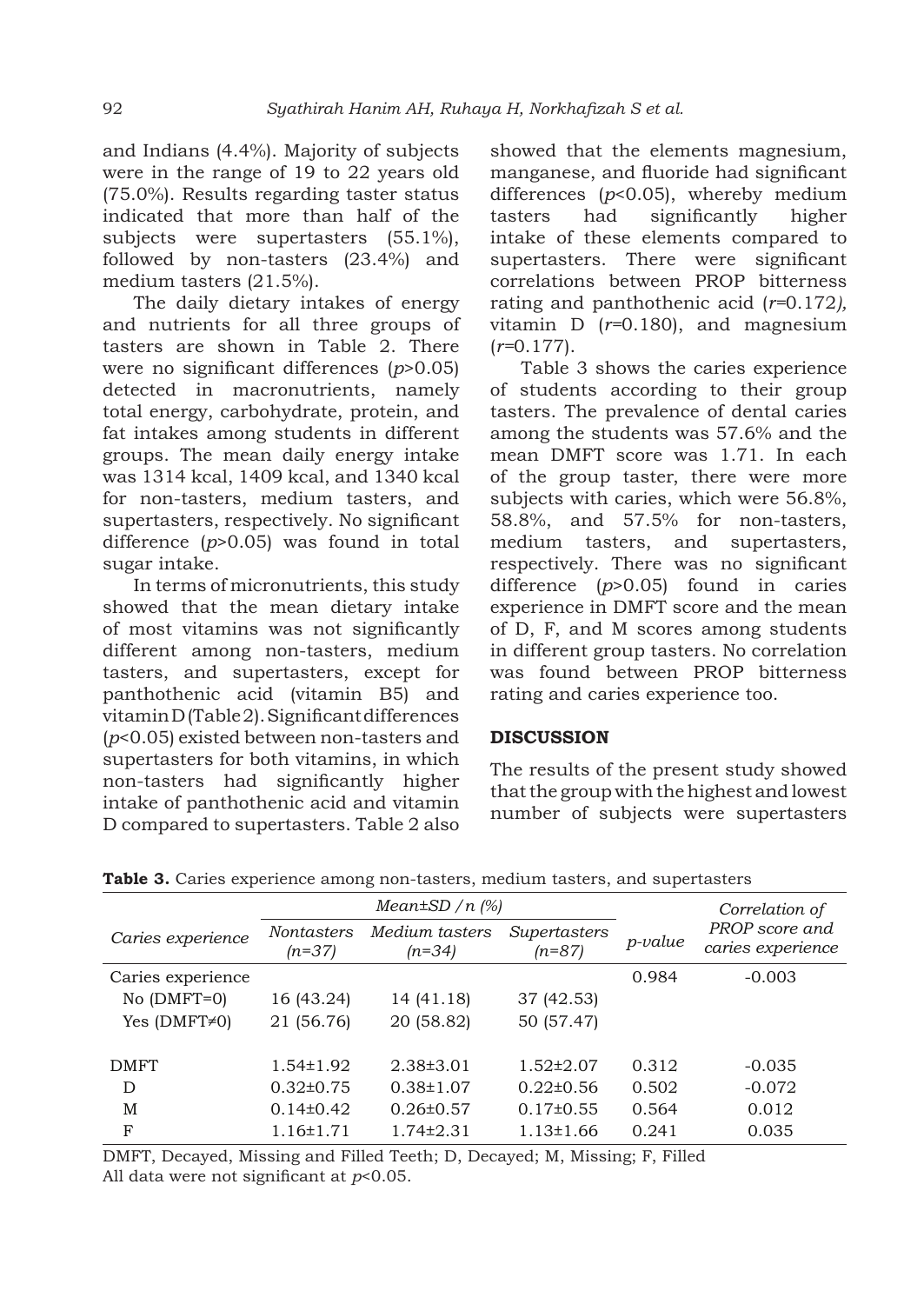and Indians (4.4%). Majority of subjects were in the range of 19 to 22 years old (75.0%). Results regarding taster status indicated that more than half of the subjects were supertasters (55.1%), followed by non-tasters (23.4%) and medium tasters (21.5%).

The daily dietary intakes of energy and nutrients for all three groups of tasters are shown in Table 2. There were no significant differences ($p$>0.05) detected in macronutrients, namely total energy, carbohydrate, protein, and fat intakes among students in different groups. The mean daily energy intake was 1314 kcal, 1409 kcal, and 1340 kcal for non-tasters, medium tasters, and supertasters, respectively. No significant difference ($p$>0.05) was found in total sugar intake.

In terms of micronutrients, this study showed that the mean dietary intake of most vitamins was not significantly different among non-tasters, medium tasters, and supertasters, except for panthothenic acid (vitamin B5) and vitamin D (Table 2). Significant differences ($p$<0.05) existed between non-tasters and supertasters for both vitamins, in which non-tasters had significantly higher intake of panthothenic acid and vitamin D compared to supertasters. Table 2 also showed that the elements magnesium, manganese, and fluoride had significant differences ($p$<0.05), whereby medium tasters had significantly higher intake of these elements compared to supertasters. There were significant correlations between PROP bitterness rating and panthothenic acid ($r$=0.172), vitamin D ($r$=0.180), and magnesium ($r$=0.177).

Table 3 shows the caries experience of students according to their group tasters. The prevalence of dental caries among the students was 57.6% and the mean DMFT score was 1.71. In each of the group taster, there were more subjects with caries, which were 56.8%, 58.8%, and 57.5% for non-tasters, medium tasters, and supertasters, respectively. There was no significant difference ($p$>0.05) found in caries experience in DMFT score and the mean of D, F, and M scores among students in different group tasters. No correlation was found between PROP bitterness rating and caries experience too.

## DISCUSSION

The results of the present study showed that the group with the highest and lowest number of subjects were supertasters

**Table 3.** Caries experience among non-tasters, medium tasters, and supertasters

| *Caries experience* | *Mean±SD / n (%)* | | | *p-value* | *Correlation of PROP score and caries experience* |
|---|---|---|---|---|---|
| | *Nontasters (n=37)* | *Medium tasters (n=34)* | *Supertasters (n=87)* | | |
| Caries experience | | | | 0.984 | -0.003 |
| No (DMFT=0) | 16 (43.24) | 14 (41.18) | 37 (42.53) | | |
| Yes (DMFT≠0) | 21 (56.76) | 20 (58.82) | 50 (57.47) | | |
| DMFT | 1.54±1.92 | 2.38±3.01 | 1.52±2.07 | 0.312 | -0.035 |
| D | 0.32±0.75 | 0.38±1.07 | 0.22±0.56 | 0.502 | -0.072 |
| M | 0.14±0.42 | 0.26±0.57 | 0.17±0.55 | 0.564 | 0.012 |
| F | 1.16±1.71 | 1.74±2.31 | 1.13±1.66 | 0.241 | 0.035 |

DMFT, Decayed, Missing and Filled Teeth; D, Decayed; M, Missing; F, Filled
All data were not significant at $p$<0.05.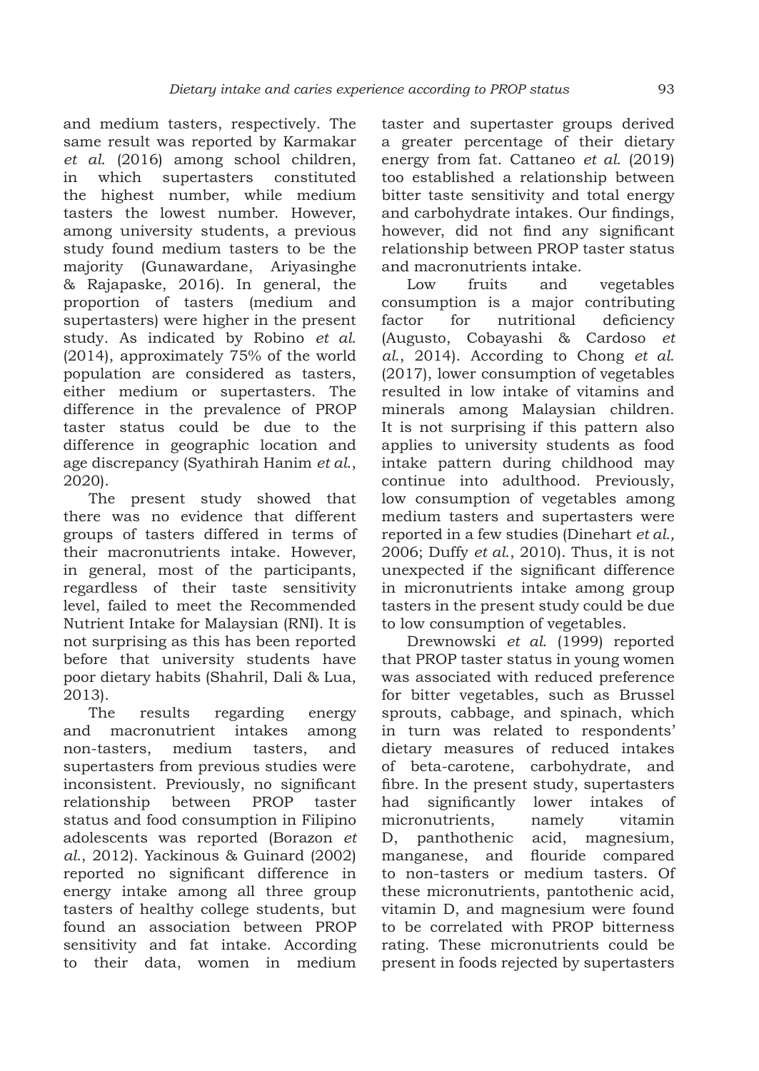and medium tasters, respectively. The same result was reported by Karmakar *et al.* (2016) among school children, in which supertasters constituted the highest number, while medium tasters the lowest number. However, among university students, a previous study found medium tasters to be the majority (Gunawardane, Ariyasinghe & Rajapaske, 2016). In general, the proportion of tasters (medium and supertasters) were higher in the present study. As indicated by Robino *et al.* (2014), approximately 75% of the world population are considered as tasters, either medium or supertasters. The difference in the prevalence of PROP taster status could be due to the difference in geographic location and age discrepancy (Syathirah Hanim *et al.*, 2020).

The present study showed that there was no evidence that different groups of tasters differed in terms of their macronutrients intake. However, in general, most of the participants, regardless of their taste sensitivity level, failed to meet the Recommended Nutrient Intake for Malaysian (RNI). It is not surprising as this has been reported before that university students have poor dietary habits (Shahril, Dali & Lua, 2013).

The results regarding energy and macronutrient intakes among non-tasters, medium tasters, and supertasters from previous studies were inconsistent. Previously, no significant relationship between PROP taster status and food consumption in Filipino adolescents was reported (Borazon *et al.*, 2012). Yackinous & Guinard (2002) reported no significant difference in energy intake among all three group tasters of healthy college students, but found an association between PROP sensitivity and fat intake. According to their data, women in medium taster and supertaster groups derived a greater percentage of their dietary energy from fat. Cattaneo *et al.* (2019) too established a relationship between bitter taste sensitivity and total energy and carbohydrate intakes. Our findings, however, did not find any significant relationship between PROP taster status and macronutrients intake.

Low fruits and vegetables consumption is a major contributing factor for nutritional deficiency (Augusto, Cobayashi & Cardoso *et al.*, 2014). According to Chong *et al.* (2017), lower consumption of vegetables resulted in low intake of vitamins and minerals among Malaysian children. It is not surprising if this pattern also applies to university students as food intake pattern during childhood may continue into adulthood. Previously, low consumption of vegetables among medium tasters and supertasters were reported in a few studies (Dinehart *et al.*, 2006; Duffy *et al.*, 2010). Thus, it is not unexpected if the significant difference in micronutrients intake among group tasters in the present study could be due to low consumption of vegetables.

Drewnowski *et al.* (1999) reported that PROP taster status in young women was associated with reduced preference for bitter vegetables, such as Brussel sprouts, cabbage, and spinach, which in turn was related to respondents' dietary measures of reduced intakes of beta-carotene, carbohydrate, and fibre. In the present study, supertasters had significantly lower intakes of micronutrients, namely vitamin D, panthothenic acid, magnesium, manganese, and flouride compared to non-tasters or medium tasters. Of these micronutrients, pantothenic acid, vitamin D, and magnesium were found to be correlated with PROP bitterness rating. These micronutrients could be present in foods rejected by supertasters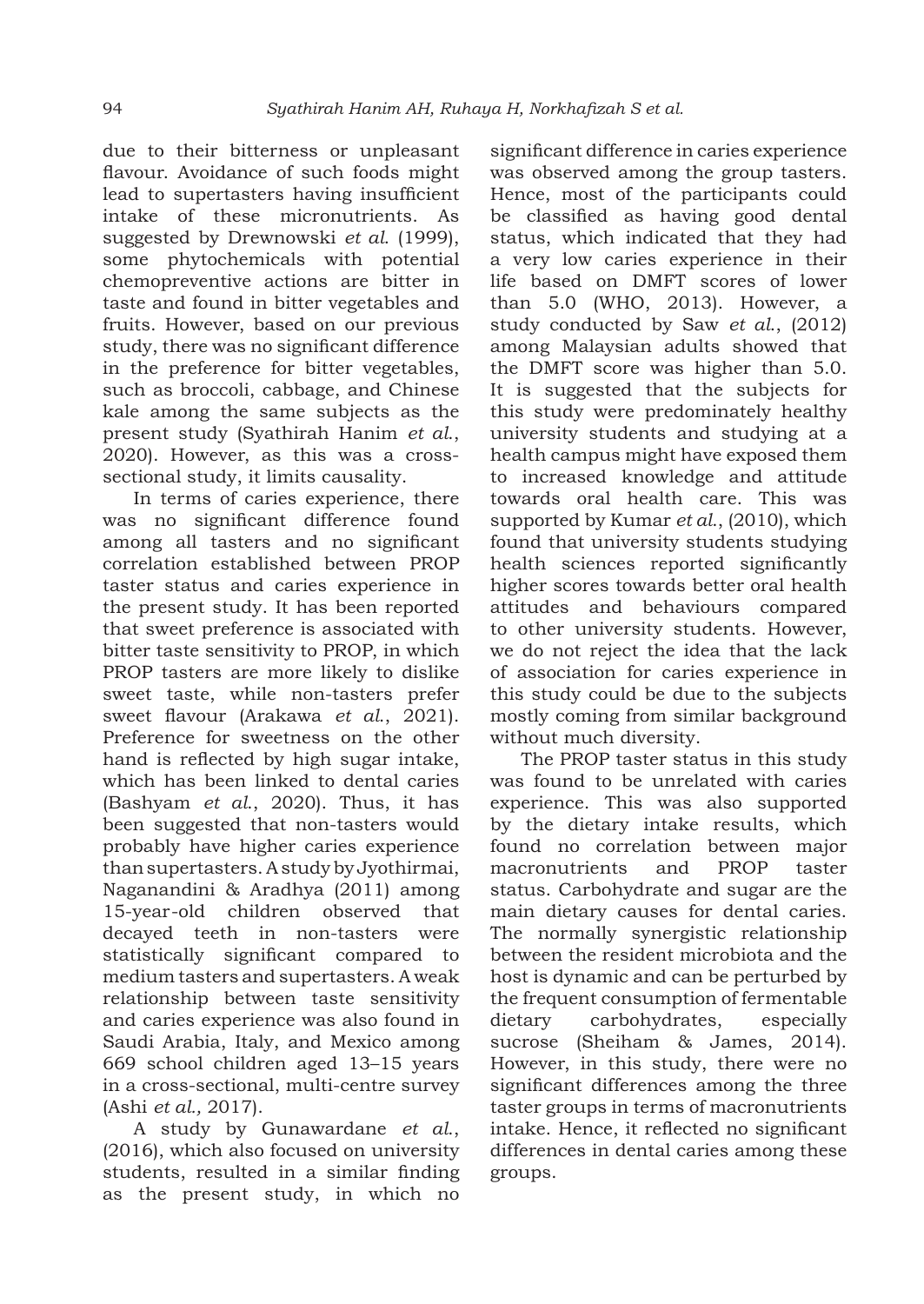due to their bitterness or unpleasant flavour. Avoidance of such foods might lead to supertasters having insufficient intake of these micronutrients. As suggested by Drewnowski *et al.* (1999), some phytochemicals with potential chemopreventive actions are bitter in taste and found in bitter vegetables and fruits. However, based on our previous study, there was no significant difference in the preference for bitter vegetables, such as broccoli, cabbage, and Chinese kale among the same subjects as the present study (Syathirah Hanim *et al.*, 2020). However, as this was a cross-sectional study, it limits causality.

In terms of caries experience, there was no significant difference found among all tasters and no significant correlation established between PROP taster status and caries experience in the present study. It has been reported that sweet preference is associated with bitter taste sensitivity to PROP, in which PROP tasters are more likely to dislike sweet taste, while non-tasters prefer sweet flavour (Arakawa *et al.*, 2021). Preference for sweetness on the other hand is reflected by high sugar intake, which has been linked to dental caries (Bashyam *et al.*, 2020). Thus, it has been suggested that non-tasters would probably have higher caries experience than supertasters. A study by Jyothirmai, Naganandini & Aradhya (2011) among 15-year-old children observed that decayed teeth in non-tasters were statistically significant compared to medium tasters and supertasters. A weak relationship between taste sensitivity and caries experience was also found in Saudi Arabia, Italy, and Mexico among 669 school children aged 13–15 years in a cross-sectional, multi-centre survey (Ashi *et al.,* 2017).

A study by Gunawardane *et al.*, (2016), which also focused on university students, resulted in a similar finding as the present study, in which no significant difference in caries experience was observed among the group tasters. Hence, most of the participants could be classified as having good dental status, which indicated that they had a very low caries experience in their life based on DMFT scores of lower than 5.0 (WHO, 2013). However, a study conducted by Saw *et al.*, (2012) among Malaysian adults showed that the DMFT score was higher than 5.0. It is suggested that the subjects for this study were predominately healthy university students and studying at a health campus might have exposed them to increased knowledge and attitude towards oral health care. This was supported by Kumar *et al.*, (2010), which found that university students studying health sciences reported significantly higher scores towards better oral health attitudes and behaviours compared to other university students. However, we do not reject the idea that the lack of association for caries experience in this study could be due to the subjects mostly coming from similar background without much diversity.

The PROP taster status in this study was found to be unrelated with caries experience. This was also supported by the dietary intake results, which found no correlation between major macronutrients and PROP taster status. Carbohydrate and sugar are the main dietary causes for dental caries. The normally synergistic relationship between the resident microbiota and the host is dynamic and can be perturbed by the frequent consumption of fermentable dietary carbohydrates, especially sucrose (Sheiham & James, 2014). However, in this study, there were no significant differences among the three taster groups in terms of macronutrients intake. Hence, it reflected no significant differences in dental caries among these groups.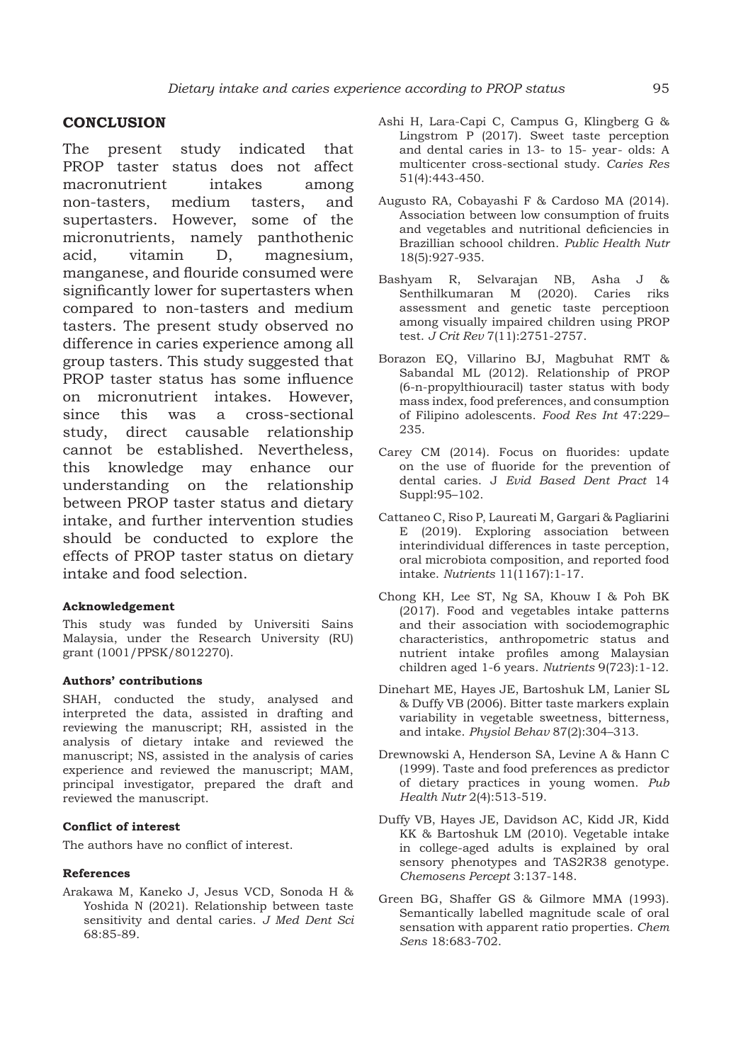## CONCLUSION

The present study indicated that PROP taster status does not affect macronutrient intakes among non-tasters, medium tasters, and supertasters. However, some of the micronutrients, namely panthothenic acid, vitamin D, magnesium, manganese, and flouride consumed were significantly lower for supertasters when compared to non-tasters and medium tasters. The present study observed no difference in caries experience among all group tasters. This study suggested that PROP taster status has some influence on micronutrient intakes. However, since this was a cross-sectional study, direct causable relationship cannot be established. Nevertheless, this knowledge may enhance our understanding on the relationship between PROP taster status and dietary intake, and further intervention studies should be conducted to explore the effects of PROP taster status on dietary intake and food selection.

#### Acknowledgement

This study was funded by Universiti Sains Malaysia, under the Research University (RU) grant (1001/PPSK/8012270).

#### Authors' contributions

SHAH, conducted the study, analysed and interpreted the data, assisted in drafting and reviewing the manuscript; RH, assisted in the analysis of dietary intake and reviewed the manuscript; NS, assisted in the analysis of caries experience and reviewed the manuscript; MAM, principal investigator, prepared the draft and reviewed the manuscript.

#### Conflict of interest

The authors have no conflict of interest.

#### References

Arakawa M, Kaneko J, Jesus VCD, Sonoda H & Yoshida N (2021). Relationship between taste sensitivity and dental caries. *J Med Dent Sci* 68:85-89.

Ashi H, Lara-Capi C, Campus G, Klingberg G & Lingstrom P (2017). Sweet taste perception and dental caries in 13- to 15- year- olds: A multicenter cross-sectional study. *Caries Res* 51(4):443-450.

Augusto RA, Cobayashi F & Cardoso MA (2014). Association between low consumption of fruits and vegetables and nutritional deficiencies in Brazillian schoool children. *Public Health Nutr* 18(5):927-935.

Bashyam R, Selvarajan NB, Asha J & Senthilkumaran M (2020). Caries riks assessment and genetic taste perceptioon among visually impaired children using PROP test. *J Crit Rev* 7(11):2751-2757.

Borazon EQ, Villarino BJ, Magbuhat RMT & Sabandal ML (2012). Relationship of PROP (6-n-propylthiouracil) taster status with body mass index, food preferences, and consumption of Filipino adolescents. *Food Res Int* 47:229–235.

Carey CM (2014). Focus on fluorides: update on the use of fluoride for the prevention of dental caries. J *Evid Based Dent Pract* 14 Suppl:95–102.

Cattaneo C, Riso P, Laureati M, Gargari & Pagliarini E (2019). Exploring association between interindividual differences in taste perception, oral microbiota composition, and reported food intake. *Nutrients* 11(1167):1-17.

Chong KH, Lee ST, Ng SA, Khouw I & Poh BK (2017). Food and vegetables intake patterns and their association with sociodemographic characteristics, anthropometric status and nutrient intake profiles among Malaysian children aged 1-6 years. *Nutrients* 9(723):1-12.

Dinehart ME, Hayes JE, Bartoshuk LM, Lanier SL & Duffy VB (2006). Bitter taste markers explain variability in vegetable sweetness, bitterness, and intake. *Physiol Behav* 87(2):304–313.

Drewnowski A, Henderson SA, Levine A & Hann C (1999). Taste and food preferences as predictor of dietary practices in young women. *Pub Health Nutr* 2(4):513-519.

Duffy VB, Hayes JE, Davidson AC, Kidd JR, Kidd KK & Bartoshuk LM (2010). Vegetable intake in college-aged adults is explained by oral sensory phenotypes and TAS2R38 genotype. *Chemosens Percept* 3:137-148.

Green BG, Shaffer GS & Gilmore MMA (1993). Semantically labelled magnitude scale of oral sensation with apparent ratio properties. *Chem Sens* 18:683-702.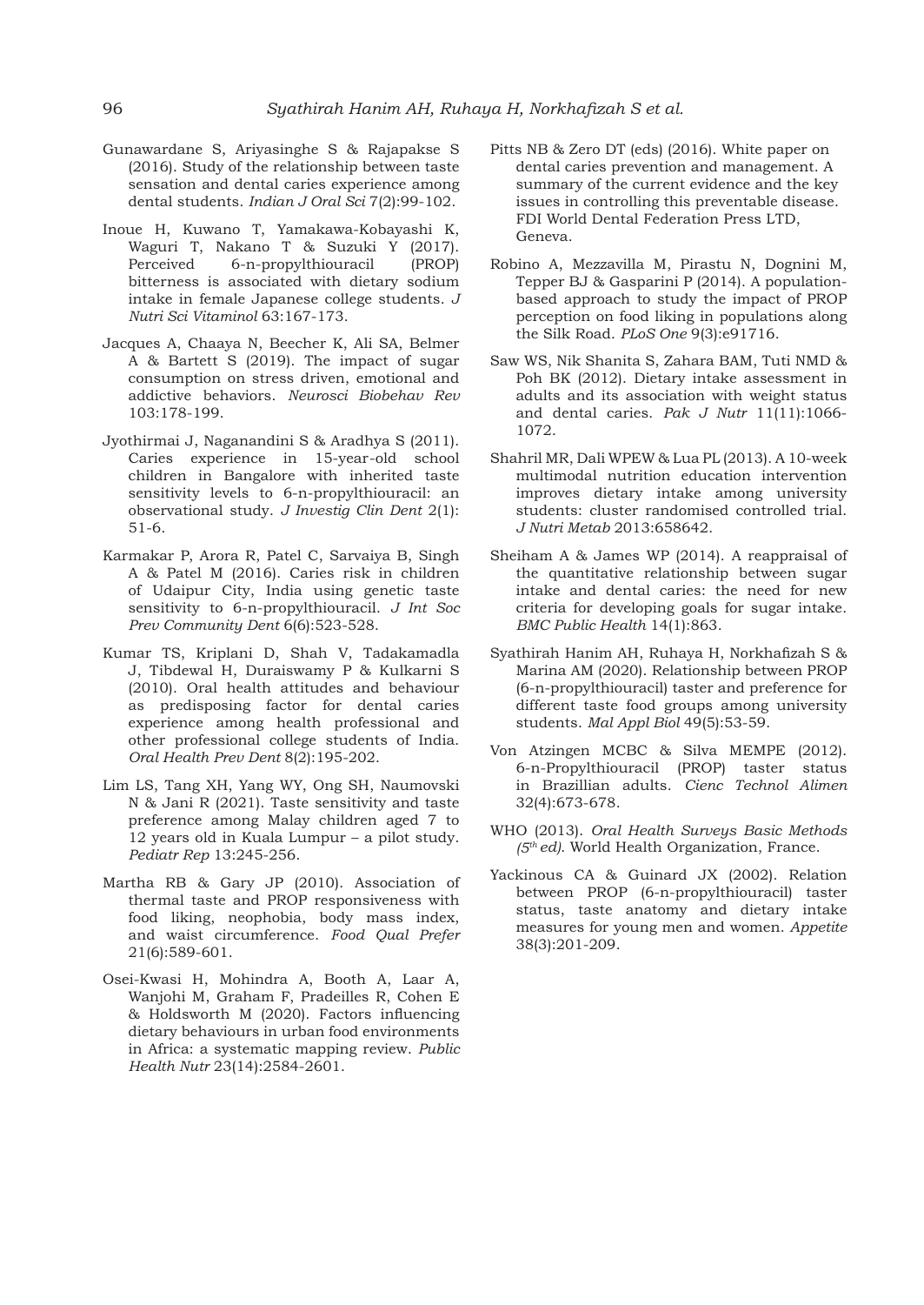Gunawardane S, Ariyasinghe S & Rajapakse S (2016). Study of the relationship between taste sensation and dental caries experience among dental students. *Indian J Oral Sci* 7(2):99-102.

Inoue H, Kuwano T, Yamakawa-Kobayashi K, Waguri T, Nakano T & Suzuki Y (2017). Perceived 6-n-propylthiouracil (PROP) bitterness is associated with dietary sodium intake in female Japanese college students. *J Nutri Sci Vitaminol* 63:167-173.

Jacques A, Chaaya N, Beecher K, Ali SA, Belmer A & Bartett S (2019). The impact of sugar consumption on stress driven, emotional and addictive behaviors. *Neurosci Biobehav Rev* 103:178-199.

Jyothirmai J, Naganandini S & Aradhya S (2011). Caries experience in 15-year-old school children in Bangalore with inherited taste sensitivity levels to 6-n-propylthiouracil: an observational study. *J Investig Clin Dent* 2(1): 51-6.

Karmakar P, Arora R, Patel C, Sarvaiya B, Singh A & Patel M (2016). Caries risk in children of Udaipur City, India using genetic taste sensitivity to 6-n-propylthiouracil. *J Int Soc Prev Community Dent* 6(6):523-528.

Kumar TS, Kriplani D, Shah V, Tadakamadla J, Tibdewal H, Duraiswamy P & Kulkarni S (2010). Oral health attitudes and behaviour as predisposing factor for dental caries experience among health professional and other professional college students of India. *Oral Health Prev Dent* 8(2):195-202.

Lim LS, Tang XH, Yang WY, Ong SH, Naumovski N & Jani R (2021). Taste sensitivity and taste preference among Malay children aged 7 to 12 years old in Kuala Lumpur – a pilot study. *Pediatr Rep* 13:245-256.

Martha RB & Gary JP (2010). Association of thermal taste and PROP responsiveness with food liking, neophobia, body mass index, and waist circumference. *Food Qual Prefer* 21(6):589-601.

Osei-Kwasi H, Mohindra A, Booth A, Laar A, Wanjohi M, Graham F, Pradeilles R, Cohen E & Holdsworth M (2020). Factors influencing dietary behaviours in urban food environments in Africa: a systematic mapping review. *Public Health Nutr* 23(14):2584-2601.

Pitts NB & Zero DT (eds) (2016). White paper on dental caries prevention and management. A summary of the current evidence and the key issues in controlling this preventable disease. FDI World Dental Federation Press LTD, Geneva.

Robino A, Mezzavilla M, Pirastu N, Dognini M, Tepper BJ & Gasparini P (2014). A population-based approach to study the impact of PROP perception on food liking in populations along the Silk Road. *PLoS One* 9(3):e91716.

Saw WS, Nik Shanita S, Zahara BAM, Tuti NMD & Poh BK (2012). Dietary intake assessment in adults and its association with weight status and dental caries. *Pak J Nutr* 11(11):1066-1072.

Shahril MR, Dali WPEW & Lua PL (2013). A 10-week multimodal nutrition education intervention improves dietary intake among university students: cluster randomised controlled trial. *J Nutri Metab* 2013:658642.

Sheiham A & James WP (2014). A reappraisal of the quantitative relationship between sugar intake and dental caries: the need for new criteria for developing goals for sugar intake. *BMC Public Health* 14(1):863.

Syathirah Hanim AH, Ruhaya H, Norkhafizah S & Marina AM (2020). Relationship between PROP (6-n-propylthiouracil) taster and preference for different taste food groups among university students. *Mal Appl Biol* 49(5):53-59.

Von Atzingen MCBC & Silva MEMPE (2012). 6-n-Propylthiouracil (PROP) taster status in Brazillian adults. *Cienc Technol Alimen* 32(4):673-678.

WHO (2013). *Oral Health Surveys Basic Methods (5th ed)*. World Health Organization, France.

Yackinous CA & Guinard JX (2002). Relation between PROP (6-n-propylthiouracil) taster status, taste anatomy and dietary intake measures for young men and women. *Appetite* 38(3):201-209.